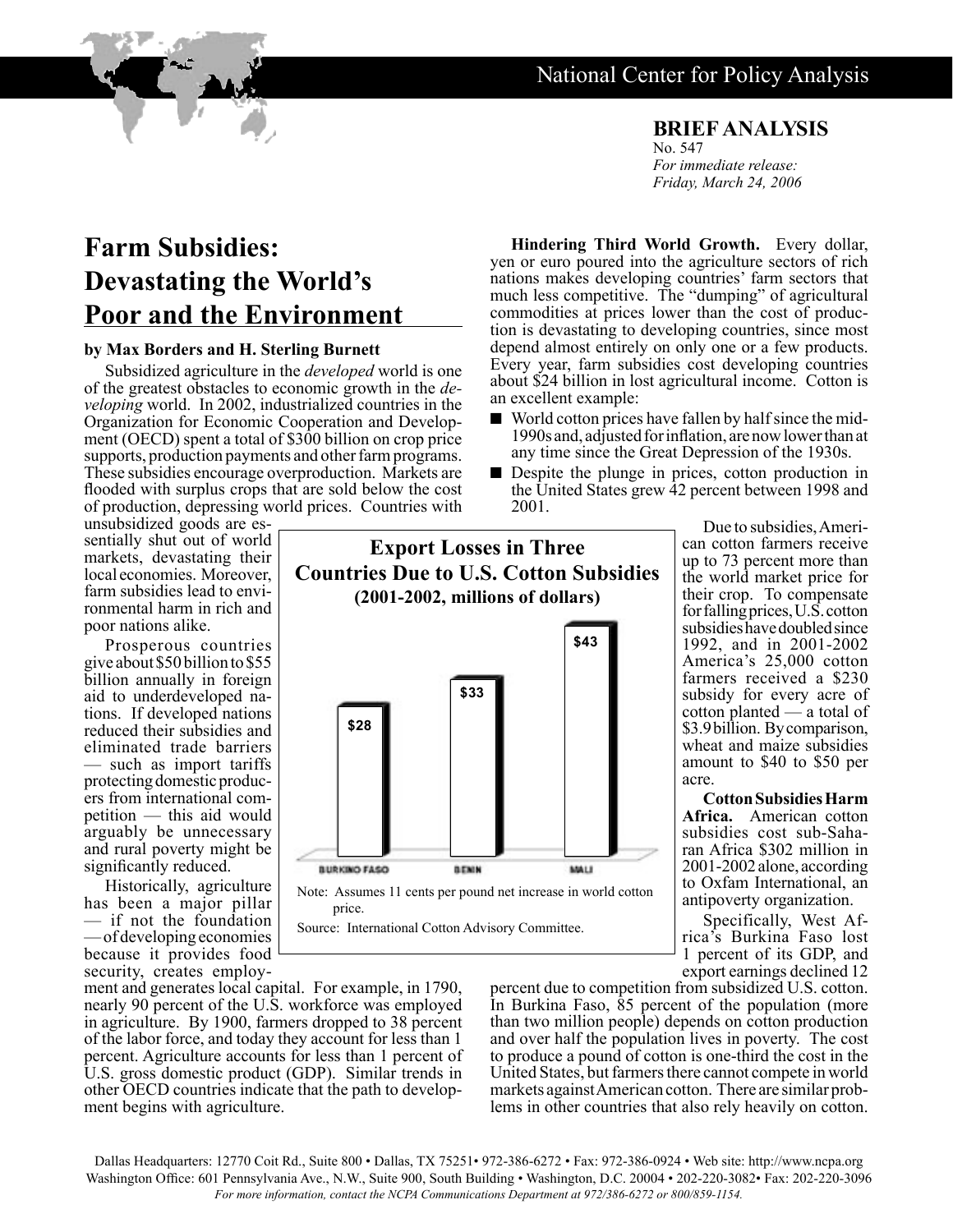National Center for Policy Analysis

**BRIEF ANALYSIS**
No. 547
*For immediate release:*
*Friday, March 24, 2006*

# Farm Subsidies: Devastating the World's Poor and the Environment

**by Max Borders and H. Sterling Burnett**

Subsidized agriculture in the *developed* world is one of the greatest obstacles to economic growth in the *developing* world. In 2002, industrialized countries in the Organization for Economic Cooperation and Development (OECD) spent a total of $300 billion on crop price supports, production payments and other farm programs. These subsidies encourage overproduction. Markets are flooded with surplus crops that are sold below the cost of production, depressing world prices. Countries with unsubsidized goods are essentially shut out of world markets, devastating their local economies. Moreover, farm subsidies lead to environmental harm in rich and poor nations alike.

Prosperous countries give about $50 billion to $55 billion annually in foreign aid to underdeveloped nations. If developed nations reduced their subsidies and eliminated trade barriers — such as import tariffs protecting domestic producers from international competition — this aid would arguably be unnecessary and rural poverty might be significantly reduced.

Historically, agriculture has been a major pillar — if not the foundation — of developing economies because it provides food security, creates employment and generates local capital. For example, in 1790, nearly 90 percent of the U.S. workforce was employed in agriculture. By 1900, farmers dropped to 38 percent of the labor force, and today they account for less than 1 percent. Agriculture accounts for less than 1 percent of U.S. gross domestic product (GDP). Similar trends in other OECD countries indicate that the path to development begins with agriculture.

**Hindering Third World Growth.** Every dollar, yen or euro poured into the agriculture sectors of rich nations makes developing countries' farm sectors that much less competitive. The "dumping" of agricultural commodities at prices lower than the cost of production is devastating to developing countries, since most depend almost entirely on only one or a few products. Every year, farm subsidies cost developing countries about $24 billion in lost agricultural income. Cotton is an excellent example:

- World cotton prices have fallen by half since the mid-1990s and, adjusted for inflation, are now lower than at any time since the Great Depression of the 1930s.
- Despite the plunge in prices, cotton production in the United States grew 42 percent between 1998 and 2001.

**Export Losses in Three Countries Due to U.S. Cotton Subsidies (2001-2002, millions of dollars)**

| Country | Export Losses |
|---|---|
| Burkino Faso | $28 |
| Benin | $33 |
| Mali | $43 |

Note: Assumes 11 cents per pound net increase in world cotton price.

Source: International Cotton Advisory Committee.

Due to subsidies, American cotton farmers receive up to 73 percent more than the world market price for their crop. To compensate for falling prices, U.S. cotton subsidies have doubled since 1992, and in 2001-2002 America's 25,000 cotton farmers received a $230 subsidy for every acre of cotton planted — a total of $3.9 billion. By comparison, wheat and maize subsidies amount to $40 to $50 per acre.

**Cotton Subsidies Harm Africa.** American cotton subsidies cost sub-Saharan Africa $302 million in 2001-2002 alone, according to Oxfam International, an antipoverty organization.

Specifically, West Africa's Burkina Faso lost 1 percent of its GDP, and export earnings declined 12 percent due to competition from subsidized U.S. cotton. In Burkina Faso, 85 percent of the population (more than two million people) depends on cotton production and over half the population lives in poverty. The cost to produce a pound of cotton is one-third the cost in the United States, but farmers there cannot compete in world markets against American cotton. There are similar problems in other countries that also rely heavily on cotton.

Dallas Headquarters: 12770 Coit Rd., Suite 800 • Dallas, TX 75251• 972-386-6272 • Fax: 972-386-0924 • Web site: http://www.ncpa.org
Washington Office: 601 Pennsylvania Ave., N.W., Suite 900, South Building • Washington, D.C. 20004 • 202-220-3082• Fax: 202-220-3096
*For more information, contact the NCPA Communications Department at 972/386-6272 or 800/859-1154.*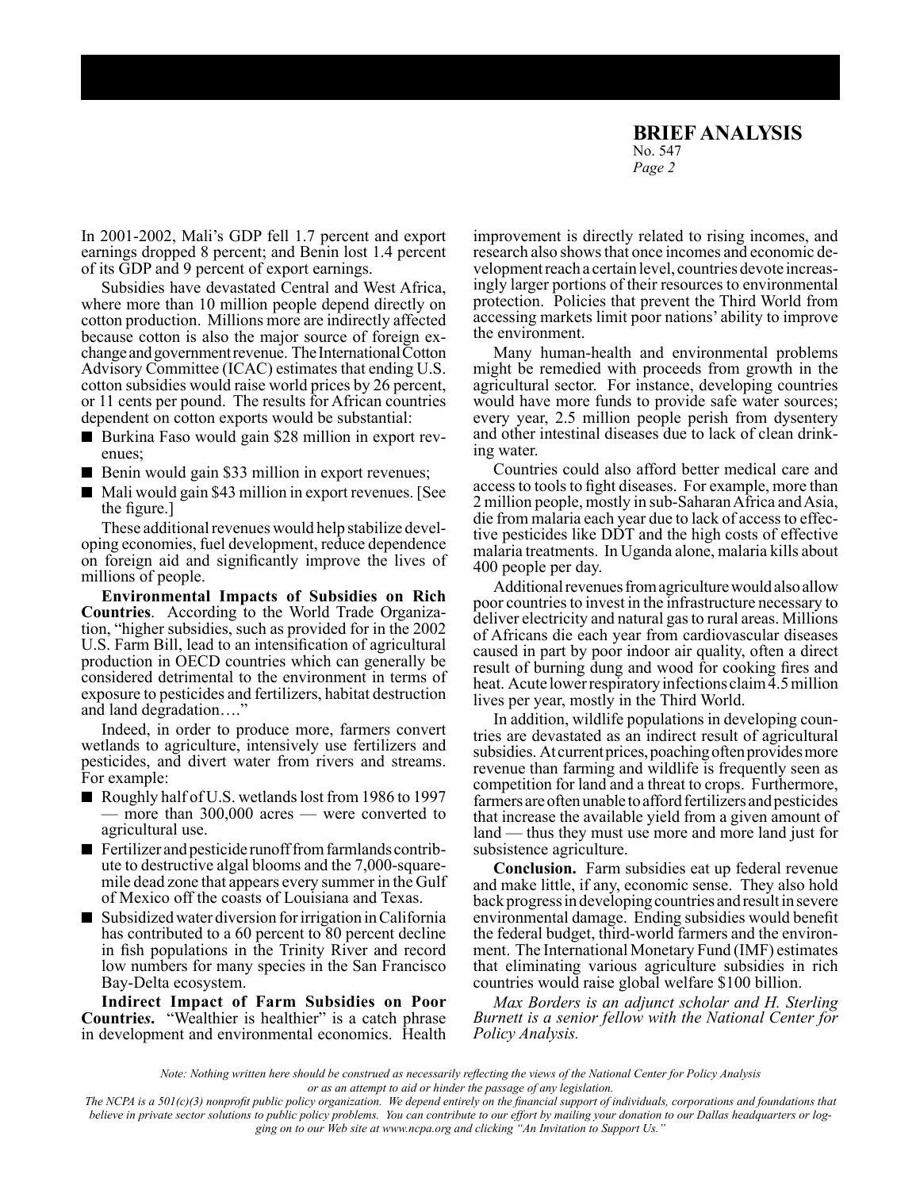In 2001-2002, Mali's GDP fell 1.7 percent and export earnings dropped 8 percent; and Benin lost 1.4 percent of its GDP and 9 percent of export earnings.

Subsidies have devastated Central and West Africa, where more than 10 million people depend directly on cotton production. Millions more are indirectly affected because cotton is also the major source of foreign exchange and government revenue. The International Cotton Advisory Committee (ICAC) estimates that ending U.S. cotton subsidies would raise world prices by 26 percent, or 11 cents per pound. The results for African countries dependent on cotton exports would be substantial:

- Burkina Faso would gain $28 million in export revenues;
- Benin would gain $33 million in export revenues;
- Mali would gain $43 million in export revenues. [See the figure.]

These additional revenues would help stabilize developing economies, fuel development, reduce dependence on foreign aid and significantly improve the lives of millions of people.

**Environmental Impacts of Subsidies on Rich Countries**. According to the World Trade Organization, "higher subsidies, such as provided for in the 2002 U.S. Farm Bill, lead to an intensification of agricultural production in OECD countries which can generally be considered detrimental to the environment in terms of exposure to pesticides and fertilizers, habitat destruction and land degradation…."

Indeed, in order to produce more, farmers convert wetlands to agriculture, intensively use fertilizers and pesticides, and divert water from rivers and streams. For example:

- Roughly half of U.S. wetlands lost from 1986 to 1997 — more than 300,000 acres — were converted to agricultural use.
- Fertilizer and pesticide runoff from farmlands contribute to destructive algal blooms and the 7,000-square-mile dead zone that appears every summer in the Gulf of Mexico off the coasts of Louisiana and Texas.
- Subsidized water diversion for irrigation in California has contributed to a 60 percent to 80 percent decline in fish populations in the Trinity River and record low numbers for many species in the San Francisco Bay-Delta ecosystem.

**Indirect Impact of Farm Subsidies on Poor Countries*.*** "Wealthier is healthier" is a catch phrase in development and environmental economics. Health improvement is directly related to rising incomes, and research also shows that once incomes and economic development reach a certain level, countries devote increasingly larger portions of their resources to environmental protection. Policies that prevent the Third World from accessing markets limit poor nations' ability to improve the environment.

Many human-health and environmental problems might be remedied with proceeds from growth in the agricultural sector. For instance, developing countries would have more funds to provide safe water sources; every year, 2.5 million people perish from dysentery and other intestinal diseases due to lack of clean drinking water.

Countries could also afford better medical care and access to tools to fight diseases. For example, more than 2 million people, mostly in sub-Saharan Africa and Asia, die from malaria each year due to lack of access to effective pesticides like DDT and the high costs of effective malaria treatments. In Uganda alone, malaria kills about 400 people per day.

Additional revenues from agriculture would also allow poor countries to invest in the infrastructure necessary to deliver electricity and natural gas to rural areas. Millions of Africans die each year from cardiovascular diseases caused in part by poor indoor air quality, often a direct result of burning dung and wood for cooking fires and heat. Acute lower respiratory infections claim 4.5 million lives per year, mostly in the Third World.

In addition, wildlife populations in developing countries are devastated as an indirect result of agricultural subsidies. At current prices, poaching often provides more revenue than farming and wildlife is frequently seen as competition for land and a threat to crops. Furthermore, farmers are often unable to afford fertilizers and pesticides that increase the available yield from a given amount of land — thus they must use more and more land just for subsistence agriculture.

**Conclusion.** Farm subsidies eat up federal revenue and make little, if any, economic sense. They also hold back progress in developing countries and result in severe environmental damage. Ending subsidies would benefit the federal budget, third-world farmers and the environment. The International Monetary Fund (IMF) estimates that eliminating various agriculture subsidies in rich countries would raise global welfare $100 billion.

*Max Borders is an adjunct scholar and H. Sterling Burnett is a senior fellow with the National Center for Policy Analysis.*

*Note: Nothing written here should be construed as necessarily reflecting the views of the National Center for Policy Analysis or as an attempt to aid or hinder the passage of any legislation.*

*The NCPA is a 501(c)(3) nonprofit public policy organization. We depend entirely on the financial support of individuals, corporations and foundations that believe in private sector solutions to public policy problems. You can contribute to our effort by mailing your donation to our Dallas headquarters or logging on to our Web site at www.ncpa.org and clicking "An Invitation to Support Us."*